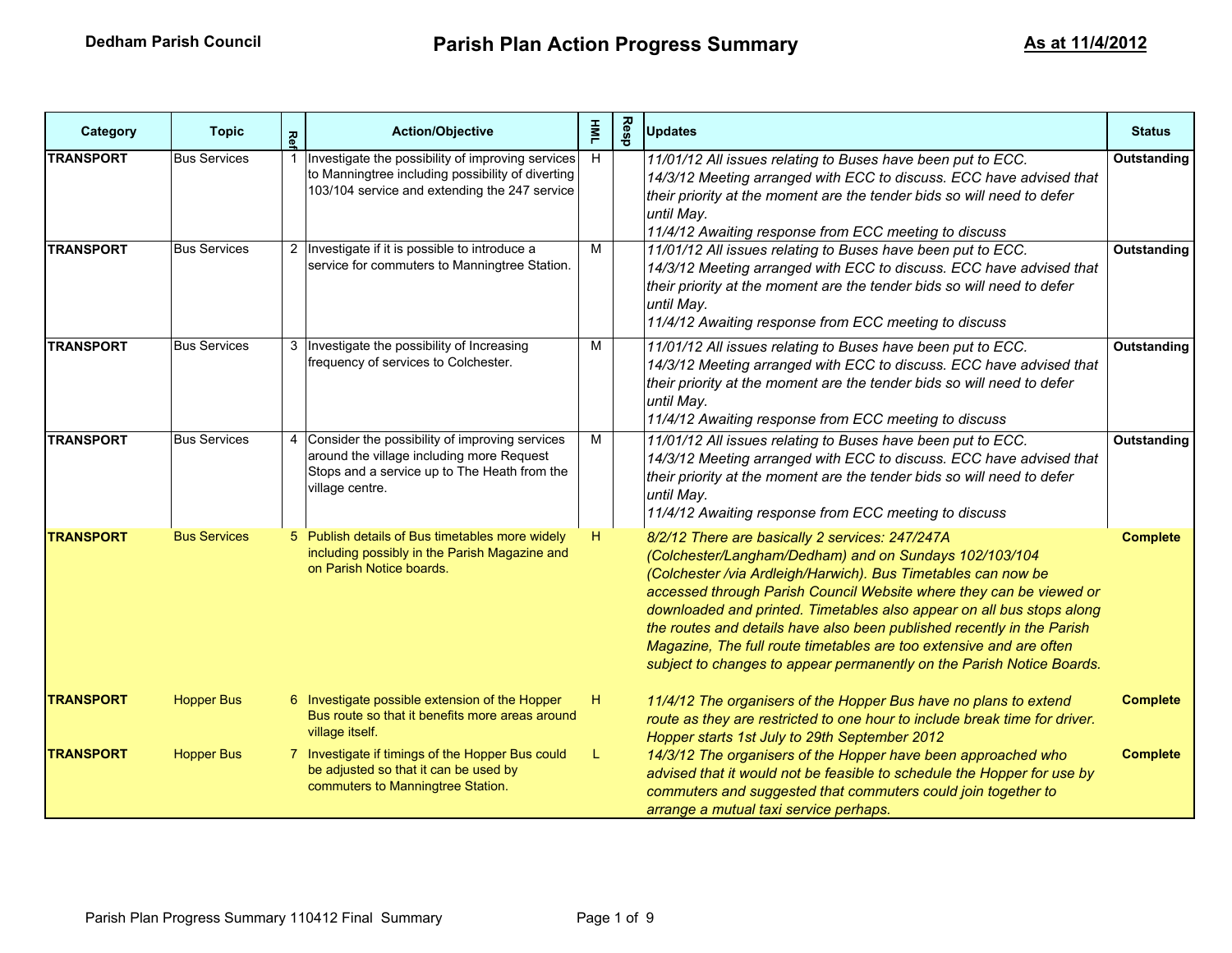**Dedham Parish Council**

# Parish Plan Action Progress Summary

**As at 11/4/2012**

| Category | Topic | Ref | Action/Objective | HML | Resp | Updates | Status |
|---|---|---|---|---|---|---|---|
| **TRANSPORT** | Bus Services | 1 | Investigate the possibility of improving services to Manningtree including possibility of diverting 103/104 service and extending the 247 service | H | | *11/01/12 All issues relating to Buses have been put to ECC. 14/3/12 Meeting arranged with ECC to discuss. ECC have advised that their priority at the moment are the tender bids so will need to defer until May. 11/4/12 Awaiting response from ECC meeting to discuss* | **Outstanding** |
| **TRANSPORT** | Bus Services | 2 | Investigate if it is possible to introduce a service for commuters to Manningtree Station. | M | | *11/01/12 All issues relating to Buses have been put to ECC. 14/3/12 Meeting arranged with ECC to discuss. ECC have advised that their priority at the moment are the tender bids so will need to defer until May. 11/4/12 Awaiting response from ECC meeting to discuss* | **Outstanding** |
| **TRANSPORT** | Bus Services | 3 | Investigate the possibility of Increasing frequency of services to Colchester. | M | | *11/01/12 All issues relating to Buses have been put to ECC. 14/3/12 Meeting arranged with ECC to discuss. ECC have advised that their priority at the moment are the tender bids so will need to defer until May. 11/4/12 Awaiting response from ECC meeting to discuss* | **Outstanding** |
| **TRANSPORT** | Bus Services | 4 | Consider the possibility of improving services around the village including more Request Stops and a service up to The Heath from the village centre. | M | | *11/01/12 All issues relating to Buses have been put to ECC. 14/3/12 Meeting arranged with ECC to discuss. ECC have advised that their priority at the moment are the tender bids so will need to defer until May. 11/4/12 Awaiting response from ECC meeting to discuss* | **Outstanding** |
| **TRANSPORT** | Bus Services | 5 | Publish details of Bus timetables more widely including possibly in the Parish Magazine and on Parish Notice boards. | H | | *8/2/12 There are basically 2 services: 247/247A (Colchester/Langham/Dedham) and on Sundays 102/103/104 (Colchester /via Ardleigh/Harwich). Bus Timetables can now be accessed through Parish Council Website where they can be viewed or downloaded and printed. Timetables also appear on all bus stops along the routes and details have also been published recently in the Parish Magazine, The full route timetables are too extensive and are often subject to changes to appear permanently on the Parish Notice Boards.* | **Complete** |
| **TRANSPORT** | Hopper Bus | 6 | Investigate possible extension of the Hopper Bus route so that it benefits more areas around village itself. | H | | *11/4/12 The organisers of the Hopper Bus have no plans to extend route as they are restricted to one hour to include break time for driver. Hopper starts 1st July to 29th September 2012* | **Complete** |
| **TRANSPORT** | Hopper Bus | 7 | Investigate if timings of the Hopper Bus could be adjusted so that it can be used by commuters to Manningtree Station. | L | | *14/3/12 The organisers of the Hopper have been approached who advised that it would not be feasible to schedule the Hopper for use by commuters and suggested that commuters could join together to arrange a mutual taxi service perhaps.* | **Complete** |

Parish Plan Progress Summary 110412 Final Summary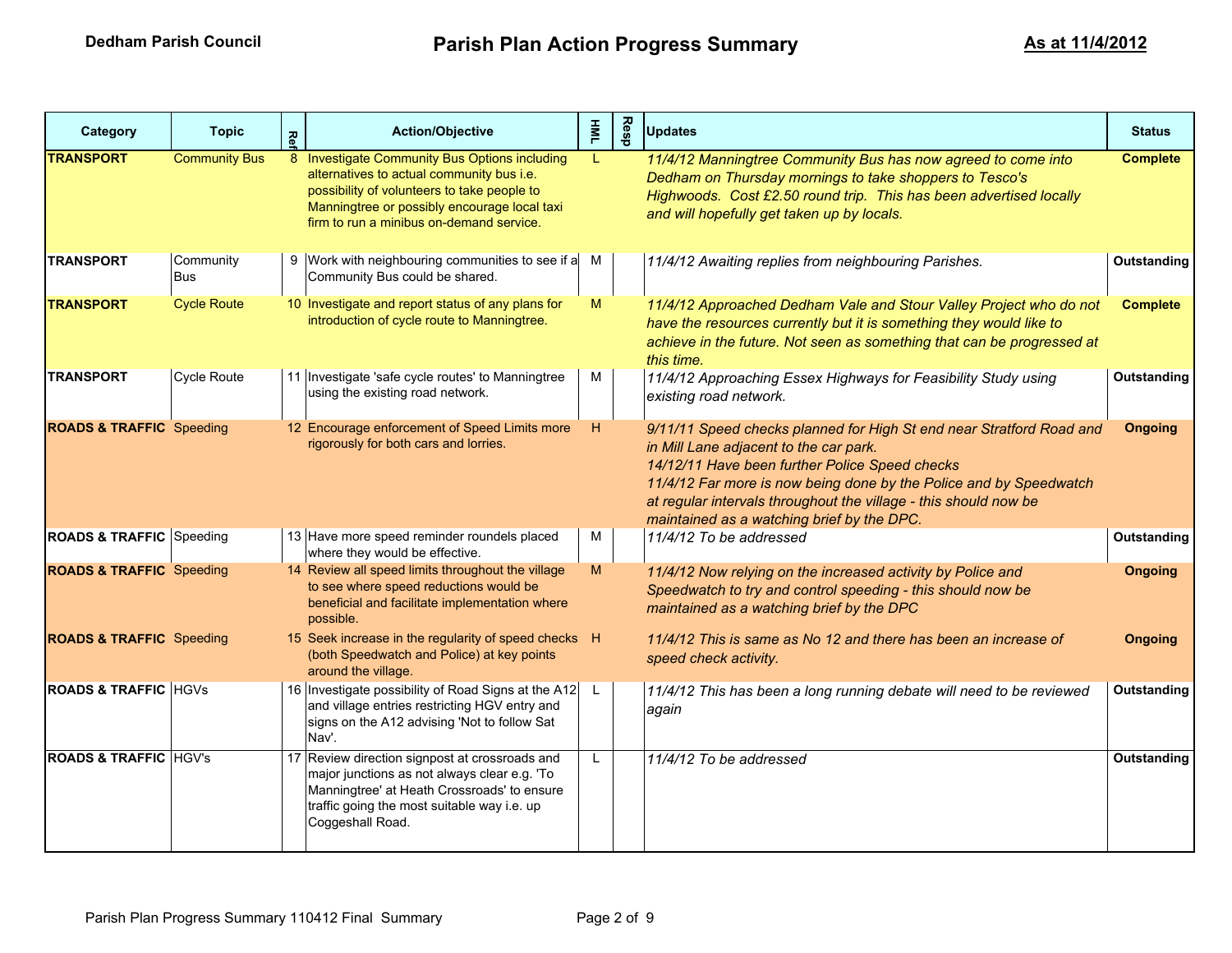**Dedham Parish Council**

# Parish Plan Action Progress Summary

**As at 11/4/2012**

| Category | Topic | Ref | Action/Objective | HML | Resp | Updates | Status |
|---|---|---|---|---|---|---|---|
| **TRANSPORT** | Community Bus | 8 | Investigate Community Bus Options including alternatives to actual community bus i.e. possibility of volunteers to take people to Manningtree or possibly encourage local taxi firm to run a minibus on-demand service. | L | | *11/4/12 Manningtree Community Bus has now agreed to come into Dedham on Thursday mornings to take shoppers to Tesco's Highwoods. Cost £2.50 round trip. This has been advertised locally and will hopefully get taken up by locals.* | **Complete** |
| **TRANSPORT** | Community Bus | 9 | Work with neighbouring communities to see if a Community Bus could be shared. | M | | *11/4/12 Awaiting replies from neighbouring Parishes.* | **Outstanding** |
| **TRANSPORT** | Cycle Route | 10 | Investigate and report status of any plans for introduction of cycle route to Manningtree. | M | | *11/4/12 Approached Dedham Vale and Stour Valley Project who do not have the resources currently but it is something they would like to achieve in the future. Not seen as something that can be progressed at this time.* | **Complete** |
| **TRANSPORT** | Cycle Route | 11 | Investigate 'safe cycle routes' to Manningtree using the existing road network. | M | | *11/4/12 Approaching Essex Highways for Feasibility Study using existing road network.* | **Outstanding** |
| **ROADS & TRAFFIC** | Speeding | 12 | Encourage enforcement of Speed Limits more rigorously for both cars and lorries. | H | | *9/11/11 Speed checks planned for High St end near Stratford Road and in Mill Lane adjacent to the car park.*<br>*14/12/11 Have been further Police Speed checks*<br>*11/4/12 Far more is now being done by the Police and by Speedwatch at regular intervals throughout the village - this should now be maintained as a watching brief by the DPC.* | **Ongoing** |
| **ROADS & TRAFFIC** | Speeding | 13 | Have more speed reminder roundels placed where they would be effective. | M | | *11/4/12 To be addressed* | **Outstanding** |
| **ROADS & TRAFFIC** | Speeding | 14 | Review all speed limits throughout the village to see where speed reductions would be beneficial and facilitate implementation where possible. | M | | *11/4/12 Now relying on the increased activity by Police and Speedwatch to try and control speeding - this should now be maintained as a watching brief by the DPC* | **Ongoing** |
| **ROADS & TRAFFIC** | Speeding | 15 | Seek increase in the regularity of speed checks (both Speedwatch and Police) at key points around the village. | H | | *11/4/12 This is same as No 12 and there has been an increase of speed check activity.* | **Ongoing** |
| **ROADS & TRAFFIC** | HGVs | 16 | Investigate possibility of Road Signs at the A12 and village entries restricting HGV entry and signs on the A12 advising 'Not to follow Sat Nav'. | L | | *11/4/12 This has been a long running debate will need to be reviewed again* | **Outstanding** |
| **ROADS & TRAFFIC** | HGV's | 17 | Review direction signpost at crossroads and major junctions as not always clear e.g. 'To Manningtree' at Heath Crossroads' to ensure traffic going the most suitable way i.e. up Coggeshall Road. | L | | *11/4/12 To be addressed* | **Outstanding** |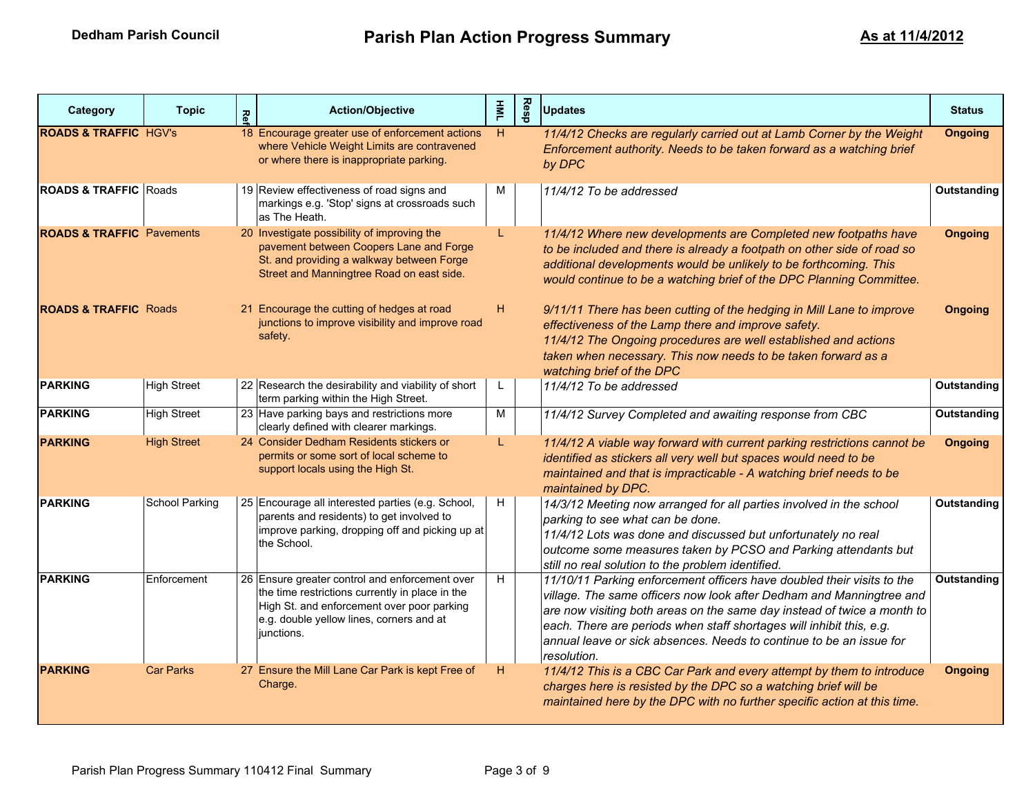**Dedham Parish Council** | **Parish Plan Action Progress Summary** | **As at 11/4/2012**

| Category | Topic | Ref | Action/Objective | HML | Resp | Updates | Status |
|---|---|---|---|---|---|---|---|
| **ROADS & TRAFFIC** | HGV's | 18 | Encourage greater use of enforcement actions where Vehicle Weight Limits are contravened or where there is inappropriate parking. | H | | *11/4/12 Checks are regularly carried out at Lamb Corner by the Weight Enforcement authority. Needs to be taken forward as a watching brief by DPC* | **Ongoing** |
| **ROADS & TRAFFIC** | Roads | 19 | Review effectiveness of road signs and markings e.g. 'Stop' signs at crossroads such as The Heath. | M | | *11/4/12 To be addressed* | **Outstanding** |
| **ROADS & TRAFFIC** | Pavements | 20 | Investigate possibility of improving the pavement between Coopers Lane and Forge St. and providing a walkway between Forge Street and Manningtree Road on east side. | L | | *11/4/12 Where new developments are Completed new footpaths have to be included and there is already a footpath on other side of road so additional developments would be unlikely to be forthcoming. This would continue to be a watching brief of the DPC Planning Committee.* | **Ongoing** |
| **ROADS & TRAFFIC** | Roads | 21 | Encourage the cutting of hedges at road junctions to improve visibility and improve road safety. | H | | *9/11/11 There has been cutting of the hedging in Mill Lane to improve effectiveness of the Lamp there and improve safety.* *11/4/12 The Ongoing procedures are well established and actions taken when necessary. This now needs to be taken forward as a watching brief of the DPC* | **Ongoing** |
| **PARKING** | High Street | 22 | Research the desirability and viability of short term parking within the High Street. | L | | *11/4/12 To be addressed* | **Outstanding** |
| **PARKING** | High Street | 23 | Have parking bays and restrictions more clearly defined with clearer markings. | M | | *11/4/12 Survey Completed and awaiting response from CBC* | **Outstanding** |
| **PARKING** | High Street | 24 | Consider Dedham Residents stickers or permits or some sort of local scheme to support locals using the High St. | L | | *11/4/12 A viable way forward with current parking restrictions cannot be identified as stickers all very well but spaces would need to be maintained and that is impracticable - A watching brief needs to be maintained by DPC.* | **Ongoing** |
| **PARKING** | School Parking | 25 | Encourage all interested parties (e.g. School, parents and residents) to get involved to improve parking, dropping off and picking up at the School. | H | | *14/3/12 Meeting now arranged for all parties involved in the school parking to see what can be done.* *11/4/12 Lots was done and discussed but unfortunately no real outcome some measures taken by PCSO and Parking attendants but still no real solution to the problem identified.* | **Outstanding** |
| **PARKING** | Enforcement | 26 | Ensure greater control and enforcement over the time restrictions currently in place in the High St. and enforcement over poor parking e.g. double yellow lines, corners and at junctions. | H | | *11/10/11 Parking enforcement officers have doubled their visits to the village. The same officers now look after Dedham and Manningtree and are now visiting both areas on the same day instead of twice a month to each. There are periods when staff shortages will inhibit this, e.g. annual leave or sick absences. Needs to continue to be an issue for resolution.* | **Outstanding** |
| **PARKING** | Car Parks | 27 | Ensure the Mill Lane Car Park is kept Free of Charge. | H | | *11/4/12 This is a CBC Car Park and every attempt by them to introduce charges here is resisted by the DPC so a watching brief will be maintained here by the DPC with no further specific action at this time.* | **Ongoing** |

Parish Plan Progress Summary 110412 Final Summary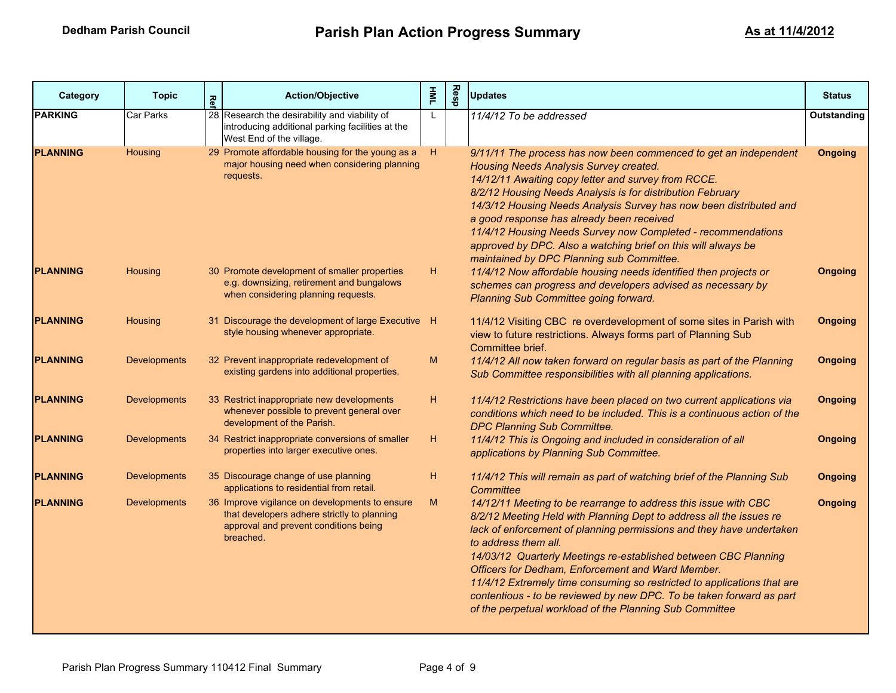**Dedham Parish Council**

# Parish Plan Action Progress Summary

**As at 11/4/2012**

| Category | Topic | Ref | Action/Objective | HML | Resp | Updates | Status |
|---|---|---|---|---|---|---|---|
| **PARKING** | Car Parks | 28 | Research the desirability and viability of introducing additional parking facilities at the West End of the village. | L | | *11/4/12 To be addressed* | **Outstanding** |
| **PLANNING** | Housing | 29 | Promote affordable housing for the young as a major housing need when considering planning requests. | H | | *9/11/11 The process has now been commenced to get an independent Housing Needs Analysis Survey created.*<br>*14/12/11 Awaiting copy letter and survey from RCCE.*<br>*8/2/12 Housing Needs Analysis is for distribution February*<br>*14/3/12 Housing Needs Analysis Survey has now been distributed and a good response has already been received*<br>*11/4/12 Housing Needs Survey now Completed - recommendations approved by DPC. Also a watching brief on this will always be maintained by DPC Planning sub Committee.* | **Ongoing** |
| **PLANNING** | Housing | 30 | Promote development of smaller properties e.g. downsizing, retirement and bungalows when considering planning requests. | H | | *11/4/12 Now affordable housing needs identified then projects or schemes can progress and developers advised as necessary by Planning Sub Committee going forward.* | **Ongoing** |
| **PLANNING** | Housing | 31 | Discourage the development of large Executive style housing whenever appropriate. | H | | 11/4/12 Visiting CBC re overdevelopment of some sites in Parish with view to future restrictions. Always forms part of Planning Sub Committee brief. | **Ongoing** |
| **PLANNING** | Developments | 32 | Prevent inappropriate redevelopment of existing gardens into additional properties. | M | | *11/4/12 All now taken forward on regular basis as part of the Planning Sub Committee responsibilities with all planning applications.* | **Ongoing** |
| **PLANNING** | Developments | 33 | Restrict inappropriate new developments whenever possible to prevent general over development of the Parish. | H | | *11/4/12 Restrictions have been placed on two current applications via conditions which need to be included. This is a continuous action of the DPC Planning Sub Committee.* | **Ongoing** |
| **PLANNING** | Developments | 34 | Restrict inappropriate conversions of smaller properties into larger executive ones. | H | | *11/4/12 This is Ongoing and included in consideration of all applications by Planning Sub Committee.* | **Ongoing** |
| **PLANNING** | Developments | 35 | Discourage change of use planning applications to residential from retail. | H | | *11/4/12 This will remain as part of watching brief of the Planning Sub Committee* | **Ongoing** |
| **PLANNING** | Developments | 36 | Improve vigilance on developments to ensure that developers adhere strictly to planning approval and prevent conditions being breached. | M | | *14/12/11 Meeting to be rearrange to address this issue with CBC*<br>*8/2/12 Meeting Held with Planning Dept to address all the issues re lack of enforcement of planning permissions and they have undertaken to address them all.*<br>*14/03/12 Quarterly Meetings re-established between CBC Planning Officers for Dedham, Enforcement and Ward Member.*<br>*11/4/12 Extremely time consuming so restricted to applications that are contentious - to be reviewed by new DPC. To be taken forward as part of the perpetual workload of the Planning Sub Committee* | **Ongoing** |

Parish Plan Progress Summary 110412 Final Summary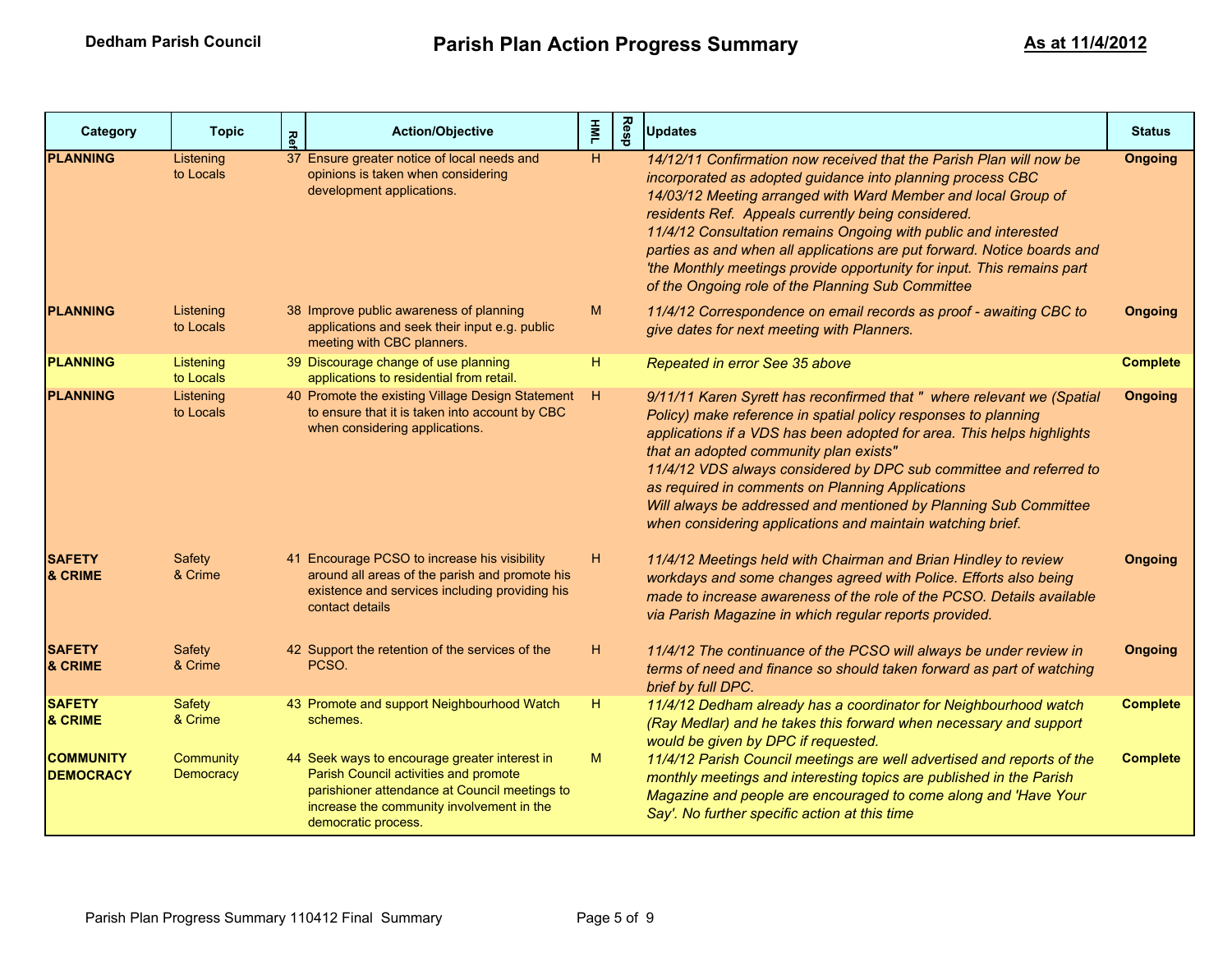**Dedham Parish Council**

# Parish Plan Action Progress Summary

**As at 11/4/2012**

| Category | Topic | Ref | Action/Objective | HML | Resp | Updates | Status |
|---|---|---|---|---|---|---|---|
| **PLANNING** | Listening to Locals | 37 | Ensure greater notice of local needs and opinions is taken when considering development applications. | H | | *14/12/11 Confirmation now received that the Parish Plan will now be incorporated as adopted guidance into planning process CBC 14/03/12 Meeting arranged with Ward Member and local Group of residents Ref. Appeals currently being considered. 11/4/12 Consultation remains Ongoing with public and interested parties as and when all applications are put forward. Notice boards and 'the Monthly meetings provide opportunity for input. This remains part of the Ongoing role of the Planning Sub Committee* | **Ongoing** |
| **PLANNING** | Listening to Locals | 38 | Improve public awareness of planning applications and seek their input e.g. public meeting with CBC planners. | M | | *11/4/12 Correspondence on email records as proof - awaiting CBC to give dates for next meeting with Planners.* | **Ongoing** |
| **PLANNING** | Listening to Locals | 39 | Discourage change of use planning applications to residential from retail. | H | | *Repeated in error See 35 above* | **Complete** |
| **PLANNING** | Listening to Locals | 40 | Promote the existing Village Design Statement to ensure that it is taken into account by CBC when considering applications. | H | | *9/11/11 Karen Syrett has reconfirmed that " where relevant we (Spatial Policy) make reference in spatial policy responses to planning applications if a VDS has been adopted for area. This helps highlights that an adopted community plan exists" 11/4/12 VDS always considered by DPC sub committee and referred to as required in comments on Planning Applications Will always be addressed and mentioned by Planning Sub Committee when considering applications and maintain watching brief.* | **Ongoing** |
| **SAFETY & CRIME** | Safety & Crime | 41 | Encourage PCSO to increase his visibility around all areas of the parish and promote his existence and services including providing his contact details | H | | *11/4/12 Meetings held with Chairman and Brian Hindley to review workdays and some changes agreed with Police. Efforts also being made to increase awareness of the role of the PCSO. Details available via Parish Magazine in which regular reports provided.* | **Ongoing** |
| **SAFETY & CRIME** | Safety & Crime | 42 | Support the retention of the services of the PCSO. | H | | *11/4/12 The continuance of the PCSO will always be under review in terms of need and finance so should taken forward as part of watching brief by full DPC.* | **Ongoing** |
| **SAFETY & CRIME** | Safety & Crime | 43 | Promote and support Neighbourhood Watch schemes. | H | | *11/4/12 Dedham already has a coordinator for Neighbourhood watch (Ray Medlar) and he takes this forward when necessary and support would be given by DPC if requested.* | **Complete** |
| **COMMUNITY DEMOCRACY** | Community Democracy | 44 | Seek ways to encourage greater interest in Parish Council activities and promote parishioner attendance at Council meetings to increase the community involvement in the democratic process. | M | | *11/4/12 Parish Council meetings are well advertised and reports of the monthly meetings and interesting topics are published in the Parish Magazine and people are encouraged to come along and 'Have Your Say'. No further specific action at this time* | **Complete** |

Parish Plan Progress Summary 110412 Final Summary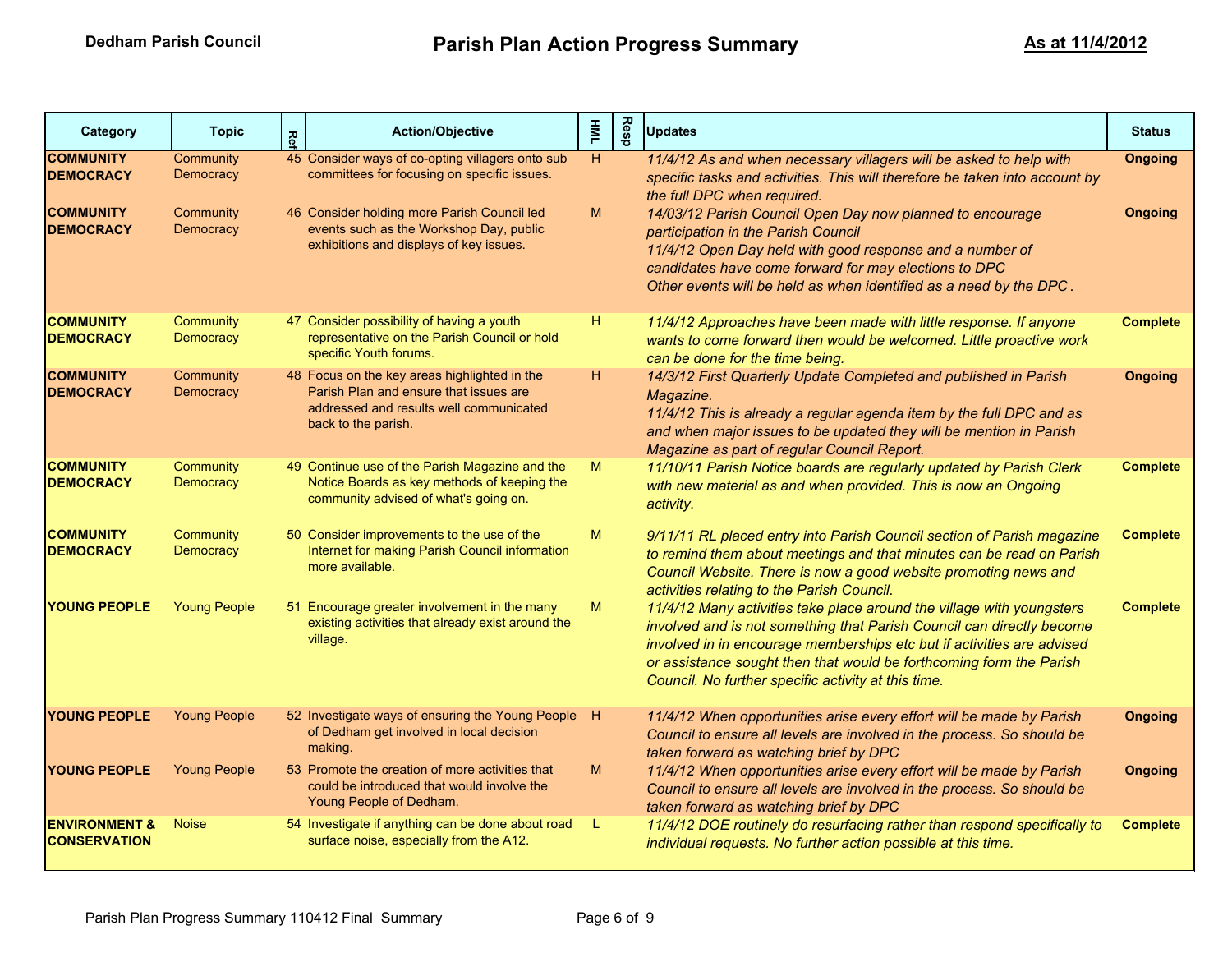**Dedham Parish Council** | **Parish Plan Action Progress Summary** | **As at 11/4/2012**

| Category | Topic | Ref | Action/Objective | HML | Resp | Updates | Status |
|---|---|---|---|---|---|---|---|
| **COMMUNITY DEMOCRACY** | Community Democracy | 45 | Consider ways of co-opting villagers onto sub committees for focusing on specific issues. | H | | *11/4/12 As and when necessary villagers will be asked to help with specific tasks and activities. This will therefore be taken into account by the full DPC when required.* | **Ongoing** |
| **COMMUNITY DEMOCRACY** | Community Democracy | 46 | Consider holding more Parish Council led events such as the Workshop Day, public exhibitions and displays of key issues. | M | | *14/03/12 Parish Council Open Day now planned to encourage participation in the Parish Council* *11/4/12 Open Day held with good response and a number of candidates have come forward for may elections to DPC* *Other events will be held as when identified as a need by the DPC .* | **Ongoing** |
| **COMMUNITY DEMOCRACY** | Community Democracy | 47 | Consider possibility of having a youth representative on the Parish Council or hold specific Youth forums. | H | | *11/4/12 Approaches have been made with little response. If anyone wants to come forward then would be welcomed. Little proactive work can be done for the time being.* | **Complete** |
| **COMMUNITY DEMOCRACY** | Community Democracy | 48 | Focus on the key areas highlighted in the Parish Plan and ensure that issues are addressed and results well communicated back to the parish. | H | | *14/3/12 First Quarterly Update Completed and published in Parish Magazine.* *11/4/12 This is already a regular agenda item by the full DPC and as and when major issues to be updated they will be mention in Parish Magazine as part of regular Council Report.* | **Ongoing** |
| **COMMUNITY DEMOCRACY** | Community Democracy | 49 | Continue use of the Parish Magazine and the Notice Boards as key methods of keeping the community advised of what's going on. | M | | *11/10/11 Parish Notice boards are regularly updated by Parish Clerk with new material as and when provided. This is now an Ongoing activity.* | **Complete** |
| **COMMUNITY DEMOCRACY** | Community Democracy | 50 | Consider improvements to the use of the Internet for making Parish Council information more available. | M | | *9/11/11 RL placed entry into Parish Council section of Parish magazine to remind them about meetings and that minutes can be read on Parish Council Website. There is now a good website promoting news and activities relating to the Parish Council.* | **Complete** |
| **YOUNG PEOPLE** | Young People | 51 | Encourage greater involvement in the many existing activities that already exist around the village. | M | | *11/4/12 Many activities take place around the village with youngsters involved and is not something that Parish Council can directly become involved in in encourage memberships etc but if activities are advised or assistance sought then that would be forthcoming form the Parish Council. No further specific activity at this time.* | **Complete** |
| **YOUNG PEOPLE** | Young People | 52 | Investigate ways of ensuring the Young People of Dedham get involved in local decision making. | H | | *11/4/12 When opportunities arise every effort will be made by Parish Council to ensure all levels are involved in the process. So should be taken forward as watching brief by DPC* | **Ongoing** |
| **YOUNG PEOPLE** | Young People | 53 | Promote the creation of more activities that could be introduced that would involve the Young People of Dedham. | M | | *11/4/12 When opportunities arise every effort will be made by Parish Council to ensure all levels are involved in the process. So should be taken forward as watching brief by DPC* | **Ongoing** |
| **ENVIRONMENT & CONSERVATION** | Noise | 54 | Investigate if anything can be done about road surface noise, especially from the A12. | L | | *11/4/12 DOE routinely do resurfacing rather than respond specifically to individual requests. No further action possible at this time.* | **Complete** |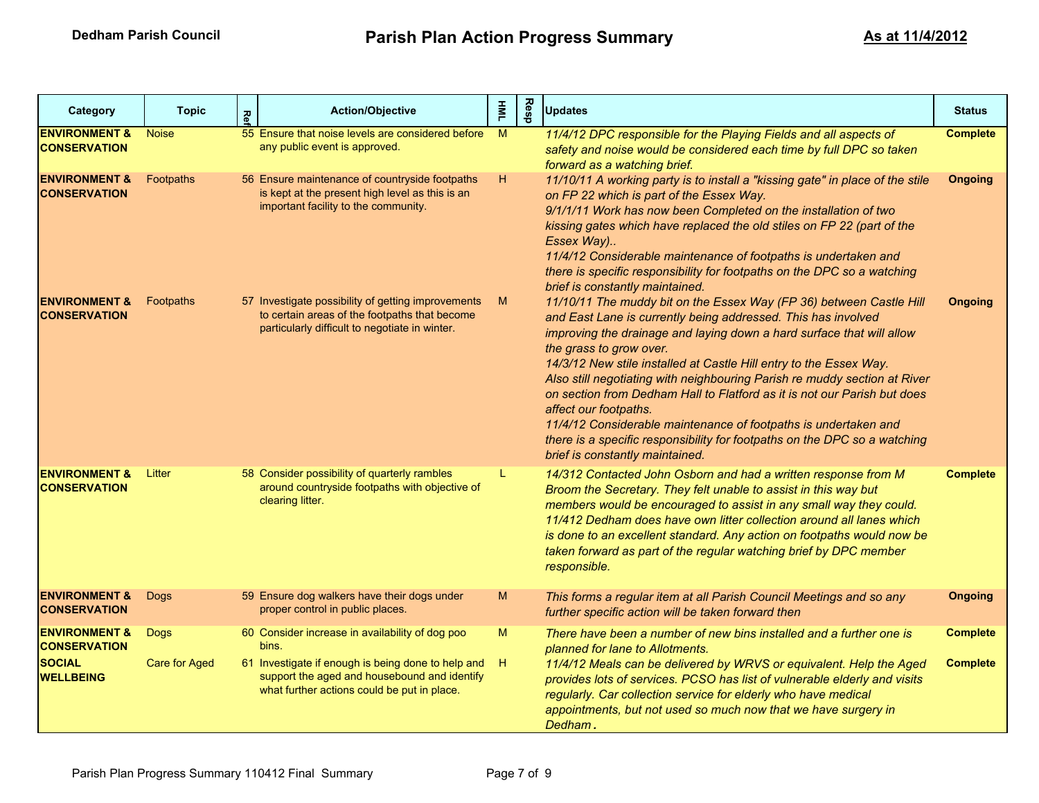**Dedham Parish Council** | **Parish Plan Action Progress Summary** | **As at 11/4/2012**

| Category | Topic | Ref | Action/Objective | HML | Resp | Updates | Status |
|---|---|---|---|---|---|---|---|
| **ENVIRONMENT & CONSERVATION** | Noise | 55 | Ensure that noise levels are considered before any public event is approved. | M | | *11/4/12 DPC responsible for the Playing Fields and all aspects of safety and noise would be considered each time by full DPC so taken forward as a watching brief.* | **Complete** |
| **ENVIRONMENT & CONSERVATION** | Footpaths | 56 | Ensure maintenance of countryside footpaths is kept at the present high level as this is an important facility to the community. | H | | *11/10/11 A working party is to install a "kissing gate" in place of the stile on FP 22 which is part of the Essex Way.* *9/1/1/11 Work has now been Completed on the installation of two kissing gates which have replaced the old stiles on FP 22 (part of the Essex Way)..* *11/4/12 Considerable maintenance of footpaths is undertaken and there is specific responsibility for footpaths on the DPC so a watching brief is constantly maintained.* | **Ongoing** |
| **ENVIRONMENT & CONSERVATION** | Footpaths | 57 | Investigate possibility of getting improvements to certain areas of the footpaths that become particularly difficult to negotiate in winter. | M | | *11/10/11 The muddy bit on the Essex Way (FP 36) between Castle Hill and East Lane is currently being addressed. This has involved improving the drainage and laying down a hard surface that will allow the grass to grow over.* *14/3/12 New stile installed at Castle Hill entry to the Essex Way.* *Also still negotiating with neighbouring Parish re muddy section at River on section from Dedham Hall to Flatford as it is not our Parish but does affect our footpaths.* *11/4/12 Considerable maintenance of footpaths is undertaken and there is a specific responsibility for footpaths on the DPC so a watching brief is constantly maintained.* | **Ongoing** |
| **ENVIRONMENT & CONSERVATION** | Litter | 58 | Consider possibility of quarterly rambles around countryside footpaths with objective of clearing litter. | L | | *14/312 Contacted John Osborn and had a written response from M Broom the Secretary. They felt unable to assist in this way but members would be encouraged to assist in any small way they could.* *11/412 Dedham does have own litter collection around all lanes which is done to an excellent standard. Any action on footpaths would now be taken forward as part of the regular watching brief by DPC member responsible.* | **Complete** |
| **ENVIRONMENT & CONSERVATION** | Dogs | 59 | Ensure dog walkers have their dogs under proper control in public places. | M | | *This forms a regular item at all Parish Council Meetings and so any further specific action will be taken forward then* | **Ongoing** |
| **ENVIRONMENT & CONSERVATION** | Dogs | 60 | Consider increase in availability of dog poo bins. | M | | *There have been a number of new bins installed and a further one is planned for lane to Allotments.* | **Complete** |
| **SOCIAL WELLBEING** | Care for Aged | 61 | Investigate if enough is being done to help and support the aged and housebound and identify what further actions could be put in place. | H | | *11/4/12 Meals can be delivered by WRVS or equivalent. Help the Aged provides lots of services. PCSO has list of vulnerable elderly and visits regularly. Car collection service for elderly who have medical appointments, but not used so much now that we have surgery in Dedham.* | **Complete** |

Parish Plan Progress Summary 110412 Final Summary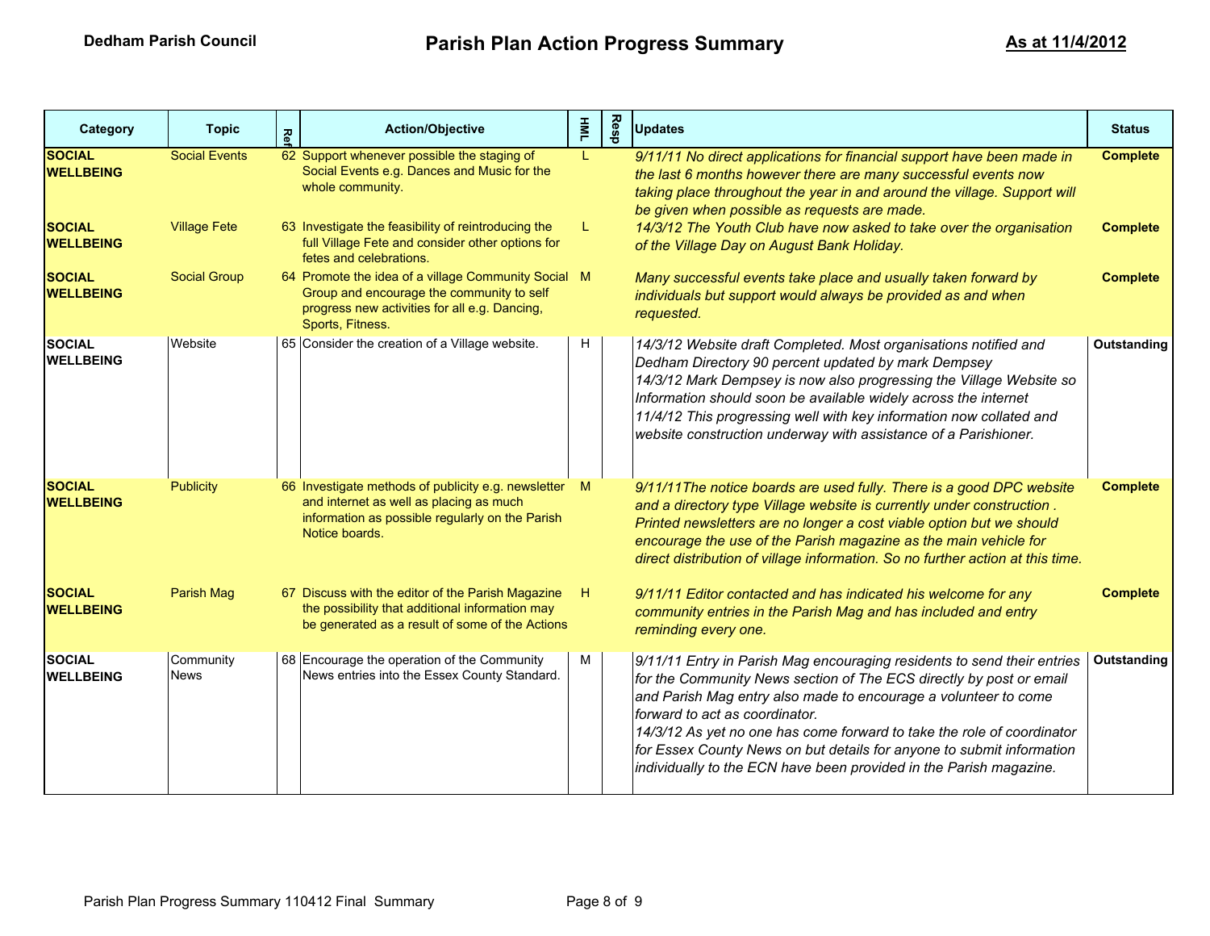**Dedham Parish Council**

# Parish Plan Action Progress Summary

**As at 11/4/2012**

| Category | Topic | Ref | Action/Objective | HML | Resp | Updates | Status |
|---|---|---|---|---|---|---|---|
| **SOCIAL WELLBEING** | Social Events | 62 | Support whenever possible the staging of Social Events e.g. Dances and Music for the whole community. | L | | *9/11/11 No direct applications for financial support have been made in the last 6 months however there are many successful events now taking place throughout the year in and around the village. Support will be given when possible as requests are made.* | **Complete** |
| **SOCIAL WELLBEING** | Village Fete | 63 | Investigate the feasibility of reintroducing the full Village Fete and consider other options for fetes and celebrations. | L | | *14/3/12 The Youth Club have now asked to take over the organisation of the Village Day on August Bank Holiday.* | **Complete** |
| **SOCIAL WELLBEING** | Social Group | 64 | Promote the idea of a village Community Social Group and encourage the community to self progress new activities for all e.g. Dancing, Sports, Fitness. | M | | *Many successful events take place and usually taken forward by individuals but support would always be provided as and when requested.* | **Complete** |
| **SOCIAL WELLBEING** | Website | 65 | Consider the creation of a Village website. | H | | *14/3/12 Website draft Completed. Most organisations notified and Dedham Directory 90 percent updated by mark Dempsey*<br>*14/3/12 Mark Dempsey is now also progressing the Village Website so Information should soon be available widely across the internet*<br>*11/4/12 This progressing well with key information now collated and website construction underway with assistance of a Parishioner.* | **Outstanding** |
| **SOCIAL WELLBEING** | Publicity | 66 | Investigate methods of publicity e.g. newsletter and internet as well as placing as much information as possible regularly on the Parish Notice boards. | M | | *9/11/11The notice boards are used fully. There is a good DPC website and a directory type Village website is currently under construction . Printed newsletters are no longer a cost viable option but we should encourage the use of the Parish magazine as the main vehicle for direct distribution of village information. So no further action at this time.* | **Complete** |
| **SOCIAL WELLBEING** | Parish Mag | 67 | Discuss with the editor of the Parish Magazine the possibility that additional information may be generated as a result of some of the Actions | H | | *9/11/11 Editor contacted and has indicated his welcome for any community entries in the Parish Mag and has included and entry reminding every one.* | **Complete** |
| **SOCIAL WELLBEING** | Community News | 68 | Encourage the operation of the Community News entries into the Essex County Standard. | M | | *9/11/11 Entry in Parish Mag encouraging residents to send their entries for the Community News section of The ECS directly by post or email and Parish Mag entry also made to encourage a volunteer to come forward to act as coordinator.*<br>*14/3/12 As yet no one has come forward to take the role of coordinator for Essex County News on but details for anyone to submit information individually to the ECN have been provided in the Parish magazine.* | **Outstanding** |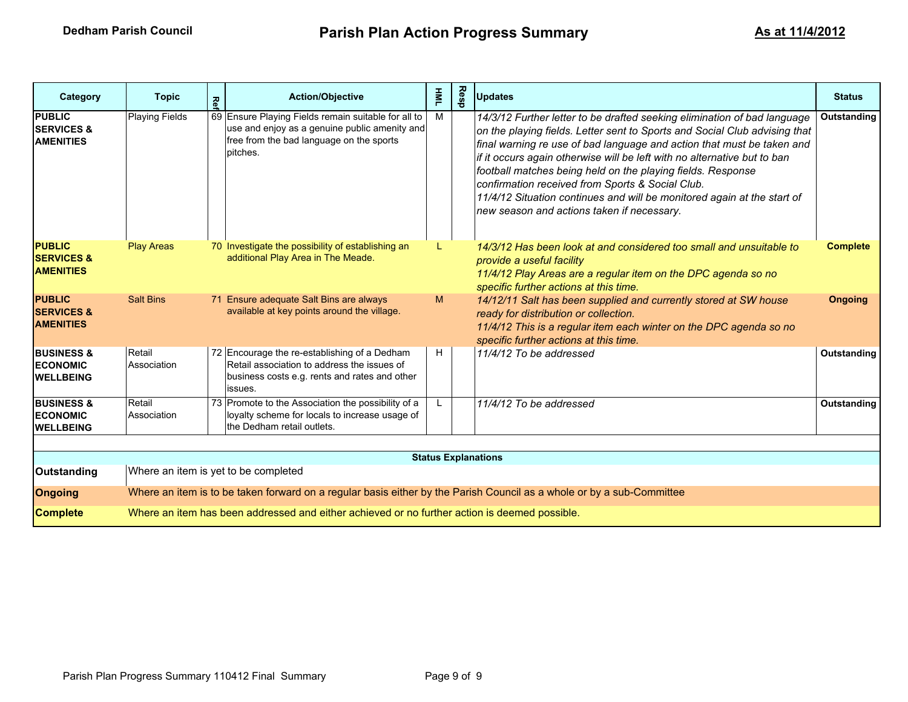**Dedham Parish Council**

# Parish Plan Action Progress Summary

**As at 11/4/2012**

| Category | Topic | Ref | Action/Objective | HML | Resp | Updates | Status |
|---|---|---|---|---|---|---|---|
| **PUBLIC SERVICES & AMENITIES** | Playing Fields | 69 | Ensure Playing Fields remain suitable for all to use and enjoy as a genuine public amenity and free from the bad language on the sports pitches. | M | | *14/3/12 Further letter to be drafted seeking elimination of bad language on the playing fields. Letter sent to Sports and Social Club advising that final warning re use of bad language and action that must be taken and if it occurs again otherwise will be left with no alternative but to ban football matches being held on the playing fields. Response confirmation received from Sports & Social Club.* *11/4/12 Situation continues and will be monitored again at the start of new season and actions taken if necessary.* | **Outstanding** |
| **PUBLIC SERVICES & AMENITIES** | Play Areas | 70 | Investigate the possibility of establishing an additional Play Area in The Meade. | L | | *14/3/12 Has been look at and considered too small and unsuitable to provide a useful facility* *11/4/12 Play Areas are a regular item on the DPC agenda so no specific further actions at this time.* | **Complete** |
| **PUBLIC SERVICES & AMENITIES** | Salt Bins | 71 | Ensure adequate Salt Bins are always available at key points around the village. | M | | *14/12/11 Salt has been supplied and currently stored at SW house ready for distribution or collection.* *11/4/12 This is a regular item each winter on the DPC agenda so no specific further actions at this time.* | **Ongoing** |
| **BUSINESS & ECONOMIC WELLBEING** | Retail Association | 72 | Encourage the re-establishing of a Dedham Retail association to address the issues of business costs e.g. rents and rates and other issues. | H | | *11/4/12 To be addressed* | **Outstanding** |
| **BUSINESS & ECONOMIC WELLBEING** | Retail Association | 73 | Promote to the Association the possibility of a loyalty scheme for locals to increase usage of the Dedham retail outlets. | L | | *11/4/12 To be addressed* | **Outstanding** |

**Status Explanations**

| | |
|---|---|
| **Outstanding** | Where an item is yet to be completed |
| **Ongoing** | Where an item is to be taken forward on a regular basis either by the Parish Council as a whole or by a sub-Committee |
| **Complete** | Where an item has been addressed and either achieved or no further action is deemed possible. |